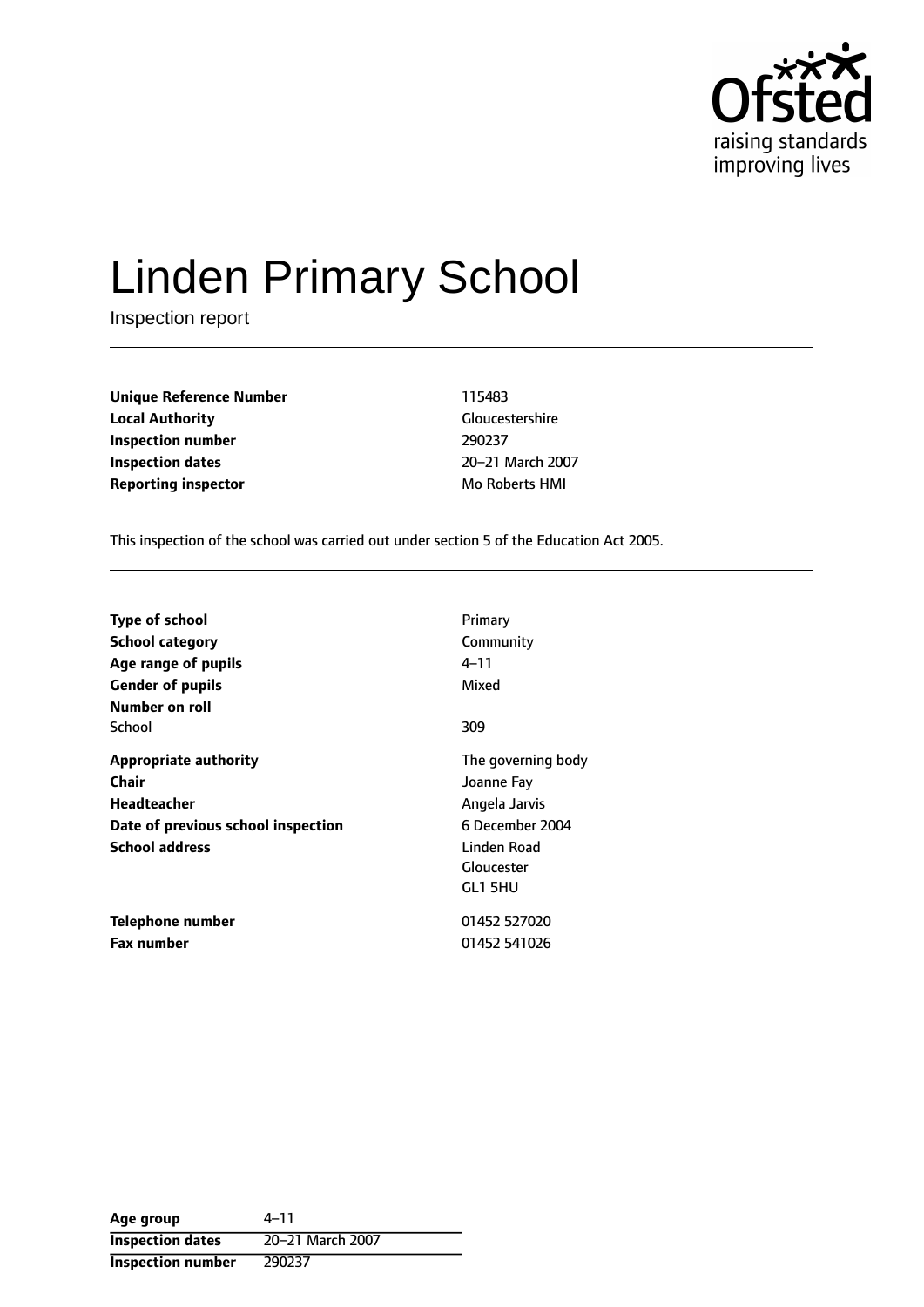Ofsted raising standards improving lives

# Linden Primary School

Inspection report

| | |
|---|---|
| **Unique Reference Number** | 115483 |
| **Local Authority** | Gloucestershire |
| **Inspection number** | 290237 |
| **Inspection dates** | 20–21 March 2007 |
| **Reporting inspector** | Mo Roberts HMI |

This inspection of the school was carried out under section 5 of the Education Act 2005.

| | |
|---|---|
| **Type of school** | Primary |
| **School category** | Community |
| **Age range of pupils** | 4–11 |
| **Gender of pupils** | Mixed |
| **Number on roll** | |
| School | 309 |
| **Appropriate authority** | The governing body |
| **Chair** | Joanne Fay |
| **Headteacher** | Angela Jarvis |
| **Date of previous school inspection** | 6 December 2004 |
| **School address** | Linden Road<br>Gloucester<br>GL1 5HU |
| **Telephone number** | 01452 527020 |
| **Fax number** | 01452 541026 |

| | |
|---|---|
| **Age group** | 4–11 |
| **Inspection dates** | 20–21 March 2007 |
| **Inspection number** | 290237 |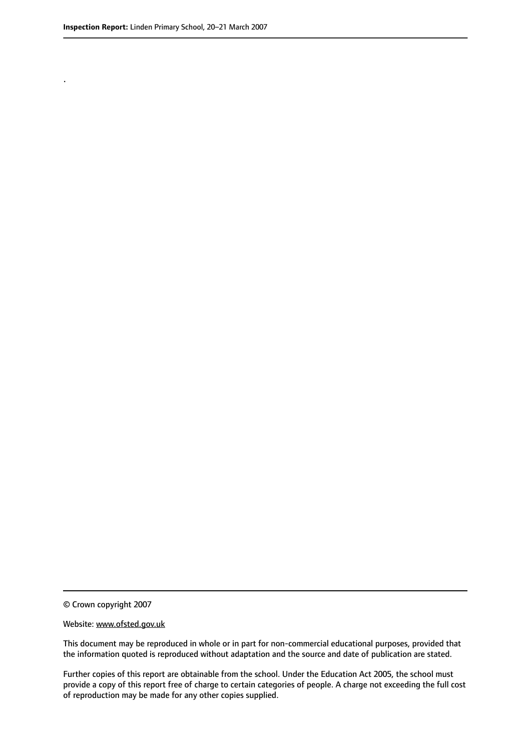.

© Crown copyright 2007

Website: www.ofsted.gov.uk

This document may be reproduced in whole or in part for non-commercial educational purposes, provided that the information quoted is reproduced without adaptation and the source and date of publication are stated.

Further copies of this report are obtainable from the school. Under the Education Act 2005, the school must provide a copy of this report free of charge to certain categories of people. A charge not exceeding the full cost of reproduction may be made for any other copies supplied.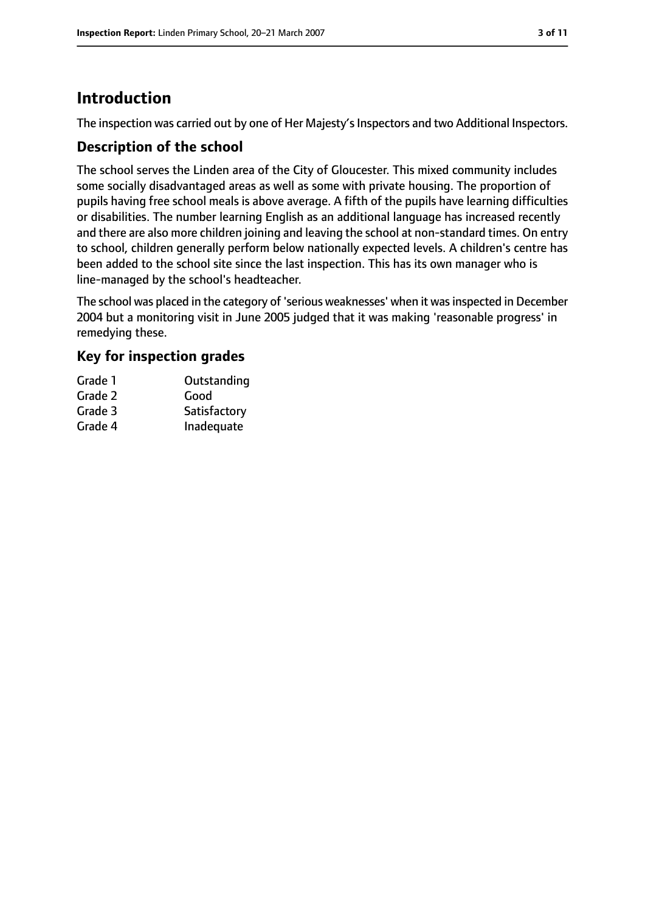# Introduction

The inspection was carried out by one of Her Majesty's Inspectors and two Additional Inspectors.

## Description of the school

The school serves the Linden area of the City of Gloucester. This mixed community includes some socially disadvantaged areas as well as some with private housing. The proportion of pupils having free school meals is above average. A fifth of the pupils have learning difficulties or disabilities. The number learning English as an additional language has increased recently and there are also more children joining and leaving the school at non-standard times. On entry to school, children generally perform below nationally expected levels. A children's centre has been added to the school site since the last inspection. This has its own manager who is line-managed by the school's headteacher.

The school was placed in the category of 'serious weaknesses' when it was inspected in December 2004 but a monitoring visit in June 2005 judged that it was making 'reasonable progress' in remedying these.

## Key for inspection grades

| | |
|---|---|
| Grade 1 | Outstanding |
| Grade 2 | Good |
| Grade 3 | Satisfactory |
| Grade 4 | Inadequate |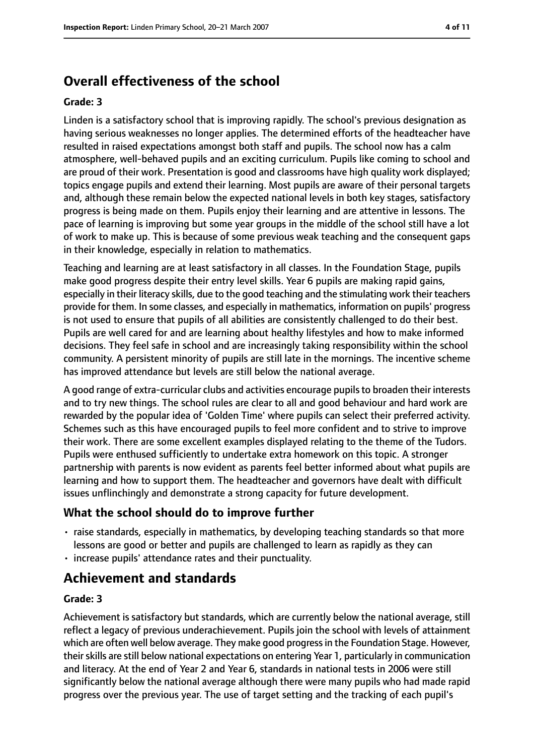## Overall effectiveness of the school

### Grade: 3

Linden is a satisfactory school that is improving rapidly. The school's previous designation as having serious weaknesses no longer applies. The determined efforts of the headteacher have resulted in raised expectations amongst both staff and pupils. The school now has a calm atmosphere, well-behaved pupils and an exciting curriculum. Pupils like coming to school and are proud of their work. Presentation is good and classrooms have high quality work displayed; topics engage pupils and extend their learning. Most pupils are aware of their personal targets and, although these remain below the expected national levels in both key stages, satisfactory progress is being made on them. Pupils enjoy their learning and are attentive in lessons. The pace of learning is improving but some year groups in the middle of the school still have a lot of work to make up. This is because of some previous weak teaching and the consequent gaps in their knowledge, especially in relation to mathematics.

Teaching and learning are at least satisfactory in all classes. In the Foundation Stage, pupils make good progress despite their entry level skills. Year 6 pupils are making rapid gains, especially in their literacy skills, due to the good teaching and the stimulating work their teachers provide for them. In some classes, and especially in mathematics, information on pupils' progress is not used to ensure that pupils of all abilities are consistently challenged to do their best. Pupils are well cared for and are learning about healthy lifestyles and how to make informed decisions. They feel safe in school and are increasingly taking responsibility within the school community. A persistent minority of pupils are still late in the mornings. The incentive scheme has improved attendance but levels are still below the national average.

A good range of extra-curricular clubs and activities encourage pupils to broaden their interests and to try new things. The school rules are clear to all and good behaviour and hard work are rewarded by the popular idea of 'Golden Time' where pupils can select their preferred activity. Schemes such as this have encouraged pupils to feel more confident and to strive to improve their work. There are some excellent examples displayed relating to the theme of the Tudors. Pupils were enthused sufficiently to undertake extra homework on this topic. A stronger partnership with parents is now evident as parents feel better informed about what pupils are learning and how to support them. The headteacher and governors have dealt with difficult issues unflinchingly and demonstrate a strong capacity for future development.

### What the school should do to improve further

- raise standards, especially in mathematics, by developing teaching standards so that more lessons are good or better and pupils are challenged to learn as rapidly as they can
- increase pupils' attendance rates and their punctuality.

## Achievement and standards

### Grade: 3

Achievement is satisfactory but standards, which are currently below the national average, still reflect a legacy of previous underachievement. Pupils join the school with levels of attainment which are often well below average. They make good progress in the Foundation Stage. However, their skills are still below national expectations on entering Year 1, particularly in communication and literacy. At the end of Year 2 and Year 6, standards in national tests in 2006 were still significantly below the national average although there were many pupils who had made rapid progress over the previous year. The use of target setting and the tracking of each pupil's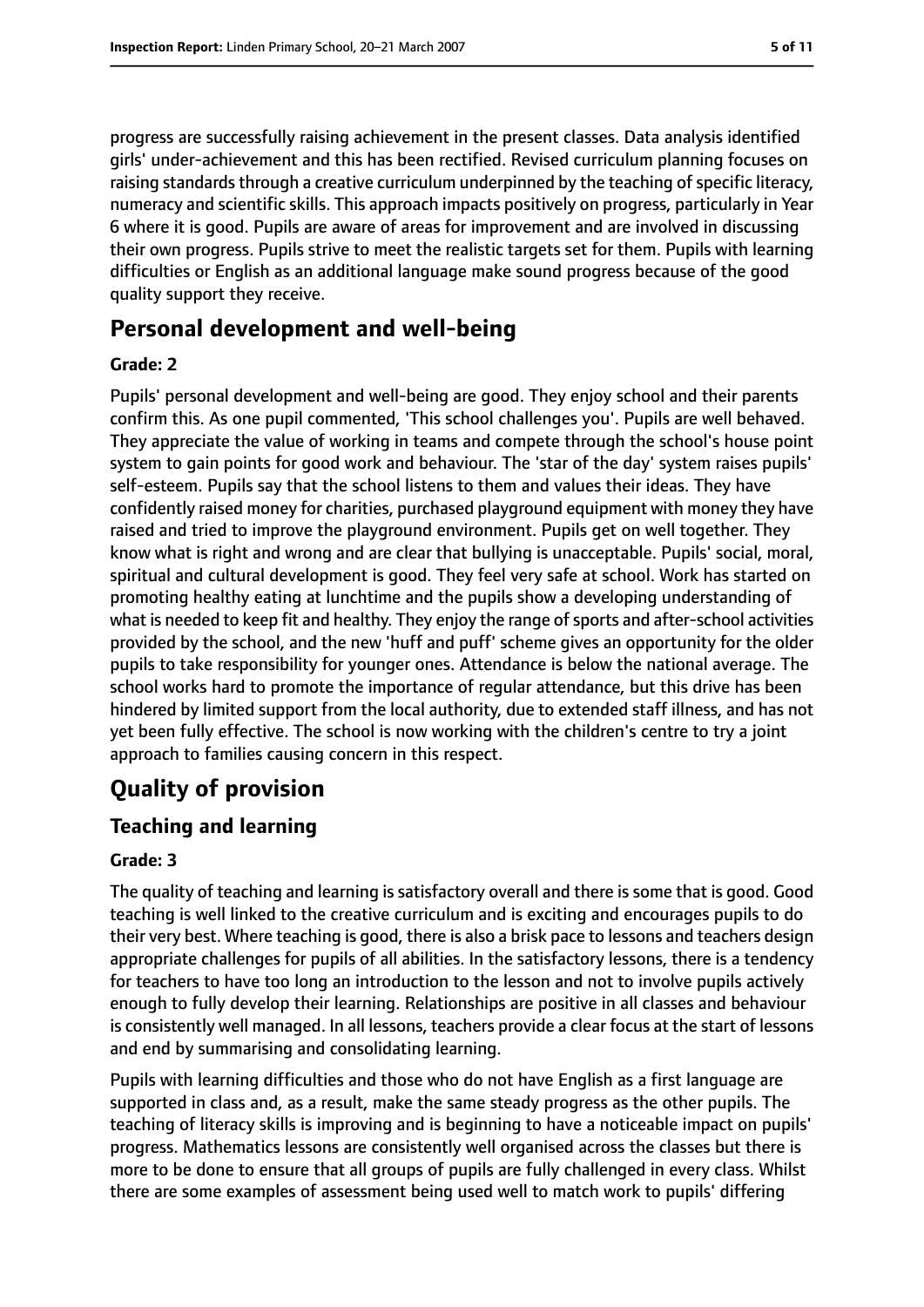progress are successfully raising achievement in the present classes. Data analysis identified girls' under-achievement and this has been rectified. Revised curriculum planning focuses on raising standards through a creative curriculum underpinned by the teaching of specific literacy, numeracy and scientific skills. This approach impacts positively on progress, particularly in Year 6 where it is good. Pupils are aware of areas for improvement and are involved in discussing their own progress. Pupils strive to meet the realistic targets set for them. Pupils with learning difficulties or English as an additional language make sound progress because of the good quality support they receive.

## Personal development and well-being

**Grade: 2**

Pupils' personal development and well-being are good. They enjoy school and their parents confirm this. As one pupil commented, 'This school challenges you'. Pupils are well behaved. They appreciate the value of working in teams and compete through the school's house point system to gain points for good work and behaviour. The 'star of the day' system raises pupils' self-esteem. Pupils say that the school listens to them and values their ideas. They have confidently raised money for charities, purchased playground equipment with money they have raised and tried to improve the playground environment. Pupils get on well together. They know what is right and wrong and are clear that bullying is unacceptable. Pupils' social, moral, spiritual and cultural development is good. They feel very safe at school. Work has started on promoting healthy eating at lunchtime and the pupils show a developing understanding of what is needed to keep fit and healthy. They enjoy the range of sports and after-school activities provided by the school, and the new 'huff and puff' scheme gives an opportunity for the older pupils to take responsibility for younger ones. Attendance is below the national average. The school works hard to promote the importance of regular attendance, but this drive has been hindered by limited support from the local authority, due to extended staff illness, and has not yet been fully effective. The school is now working with the children's centre to try a joint approach to families causing concern in this respect.

# Quality of provision

## Teaching and learning

**Grade: 3**

The quality of teaching and learning is satisfactory overall and there is some that is good. Good teaching is well linked to the creative curriculum and is exciting and encourages pupils to do their very best. Where teaching is good, there is also a brisk pace to lessons and teachers design appropriate challenges for pupils of all abilities. In the satisfactory lessons, there is a tendency for teachers to have too long an introduction to the lesson and not to involve pupils actively enough to fully develop their learning. Relationships are positive in all classes and behaviour is consistently well managed. In all lessons, teachers provide a clear focus at the start of lessons and end by summarising and consolidating learning.

Pupils with learning difficulties and those who do not have English as a first language are supported in class and, as a result, make the same steady progress as the other pupils. The teaching of literacy skills is improving and is beginning to have a noticeable impact on pupils' progress. Mathematics lessons are consistently well organised across the classes but there is more to be done to ensure that all groups of pupils are fully challenged in every class. Whilst there are some examples of assessment being used well to match work to pupils' differing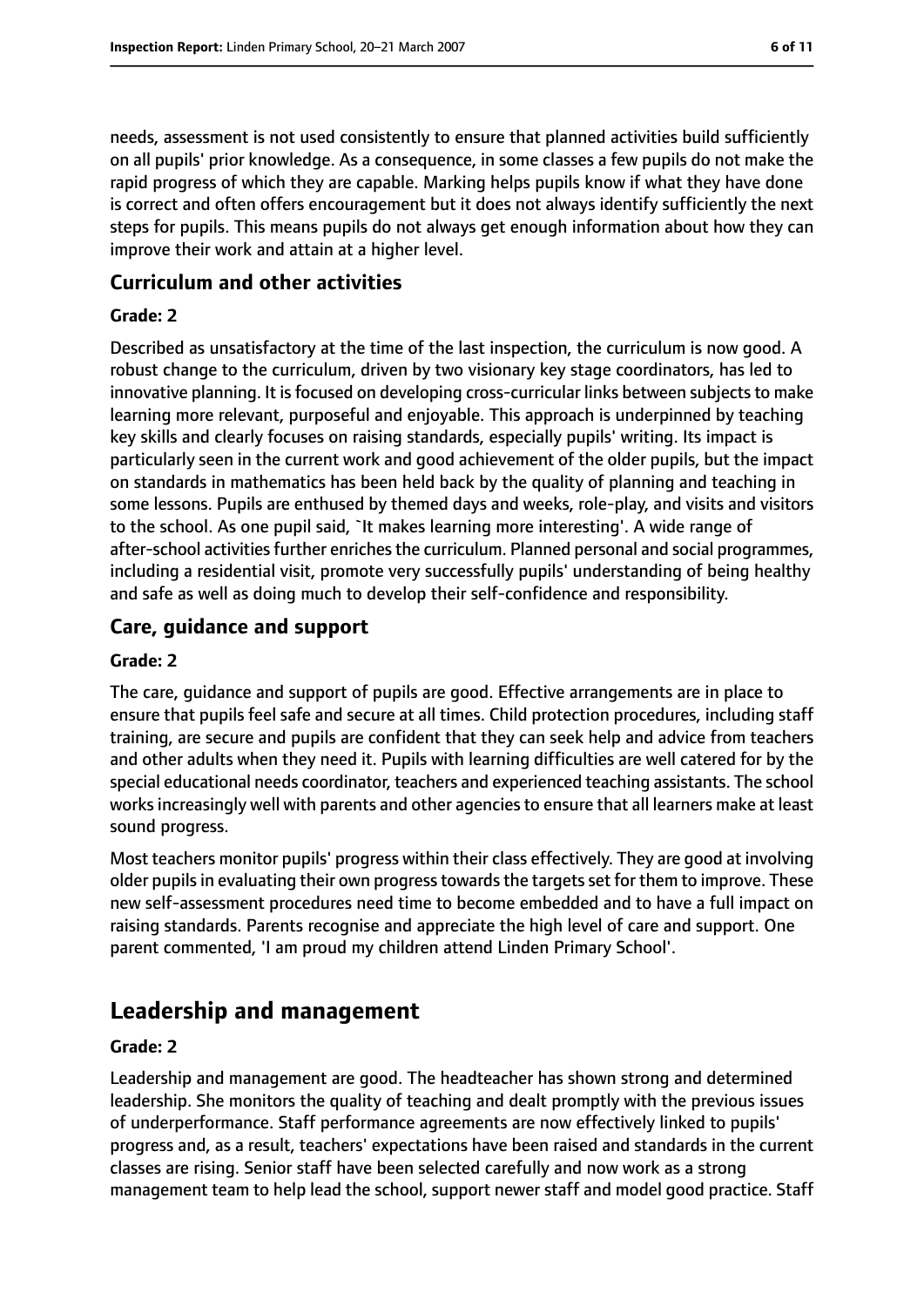needs, assessment is not used consistently to ensure that planned activities build sufficiently on all pupils' prior knowledge. As a consequence, in some classes a few pupils do not make the rapid progress of which they are capable. Marking helps pupils know if what they have done is correct and often offers encouragement but it does not always identify sufficiently the next steps for pupils. This means pupils do not always get enough information about how they can improve their work and attain at a higher level.

### Curriculum and other activities

#### Grade: 2

Described as unsatisfactory at the time of the last inspection, the curriculum is now good. A robust change to the curriculum, driven by two visionary key stage coordinators, has led to innovative planning. It is focused on developing cross-curricular links between subjects to make learning more relevant, purposeful and enjoyable. This approach is underpinned by teaching key skills and clearly focuses on raising standards, especially pupils' writing. Its impact is particularly seen in the current work and good achievement of the older pupils, but the impact on standards in mathematics has been held back by the quality of planning and teaching in some lessons. Pupils are enthused by themed days and weeks, role-play, and visits and visitors to the school. As one pupil said, `It makes learning more interesting'. A wide range of after-school activities further enriches the curriculum. Planned personal and social programmes, including a residential visit, promote very successfully pupils' understanding of being healthy and safe as well as doing much to develop their self-confidence and responsibility.

### Care, guidance and support

#### Grade: 2

The care, guidance and support of pupils are good. Effective arrangements are in place to ensure that pupils feel safe and secure at all times. Child protection procedures, including staff training, are secure and pupils are confident that they can seek help and advice from teachers and other adults when they need it. Pupils with learning difficulties are well catered for by the special educational needs coordinator, teachers and experienced teaching assistants. The school works increasingly well with parents and other agencies to ensure that all learners make at least sound progress.

Most teachers monitor pupils' progress within their class effectively. They are good at involving older pupils in evaluating their own progress towards the targets set for them to improve. These new self-assessment procedures need time to become embedded and to have a full impact on raising standards. Parents recognise and appreciate the high level of care and support. One parent commented, 'I am proud my children attend Linden Primary School'.

## Leadership and management

#### Grade: 2

Leadership and management are good. The headteacher has shown strong and determined leadership. She monitors the quality of teaching and dealt promptly with the previous issues of underperformance. Staff performance agreements are now effectively linked to pupils' progress and, as a result, teachers' expectations have been raised and standards in the current classes are rising. Senior staff have been selected carefully and now work as a strong management team to help lead the school, support newer staff and model good practice. Staff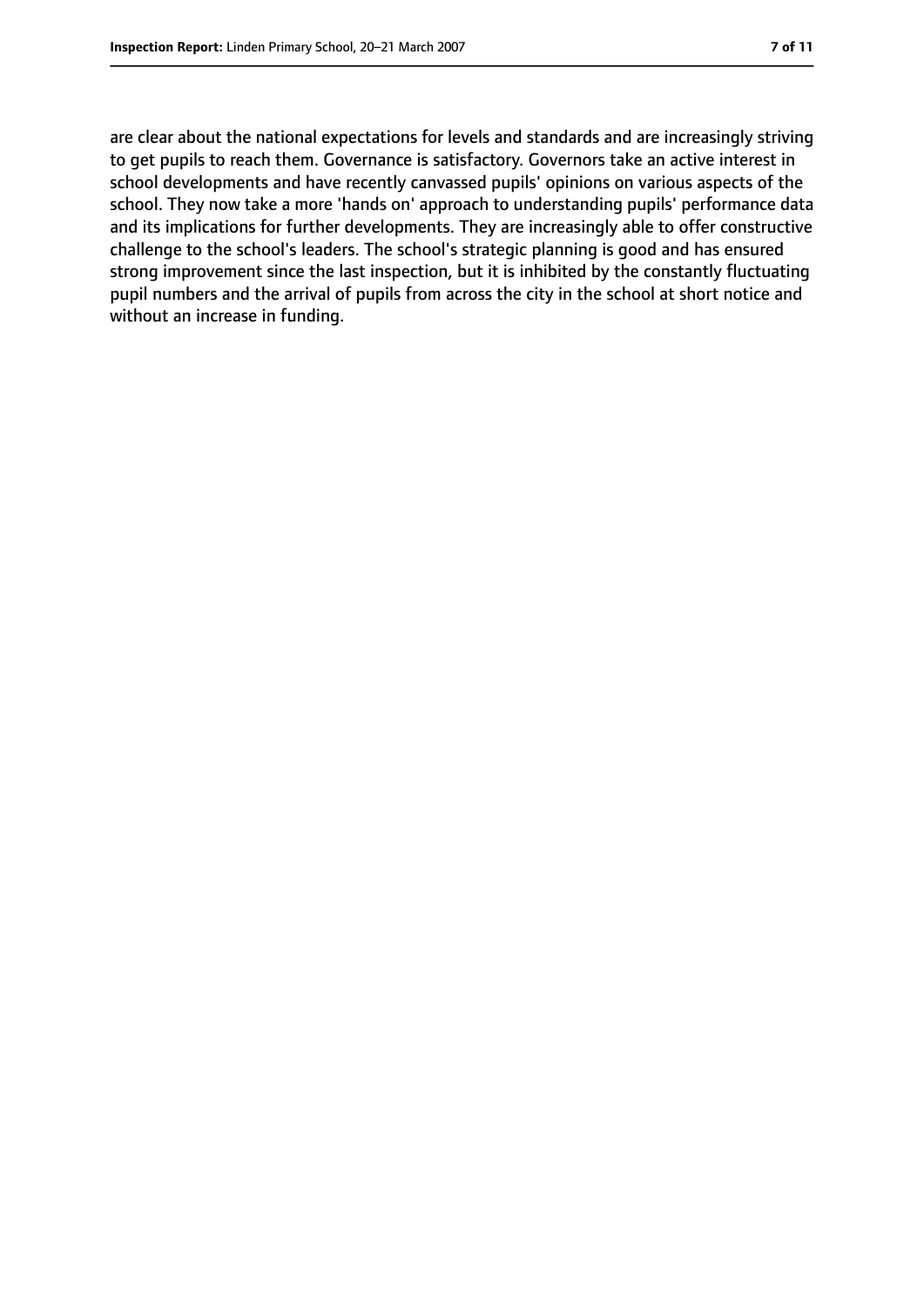are clear about the national expectations for levels and standards and are increasingly striving to get pupils to reach them. Governance is satisfactory. Governors take an active interest in school developments and have recently canvassed pupils' opinions on various aspects of the school. They now take a more 'hands on' approach to understanding pupils' performance data and its implications for further developments. They are increasingly able to offer constructive challenge to the school's leaders. The school's strategic planning is good and has ensured strong improvement since the last inspection, but it is inhibited by the constantly fluctuating pupil numbers and the arrival of pupils from across the city in the school at short notice and without an increase in funding.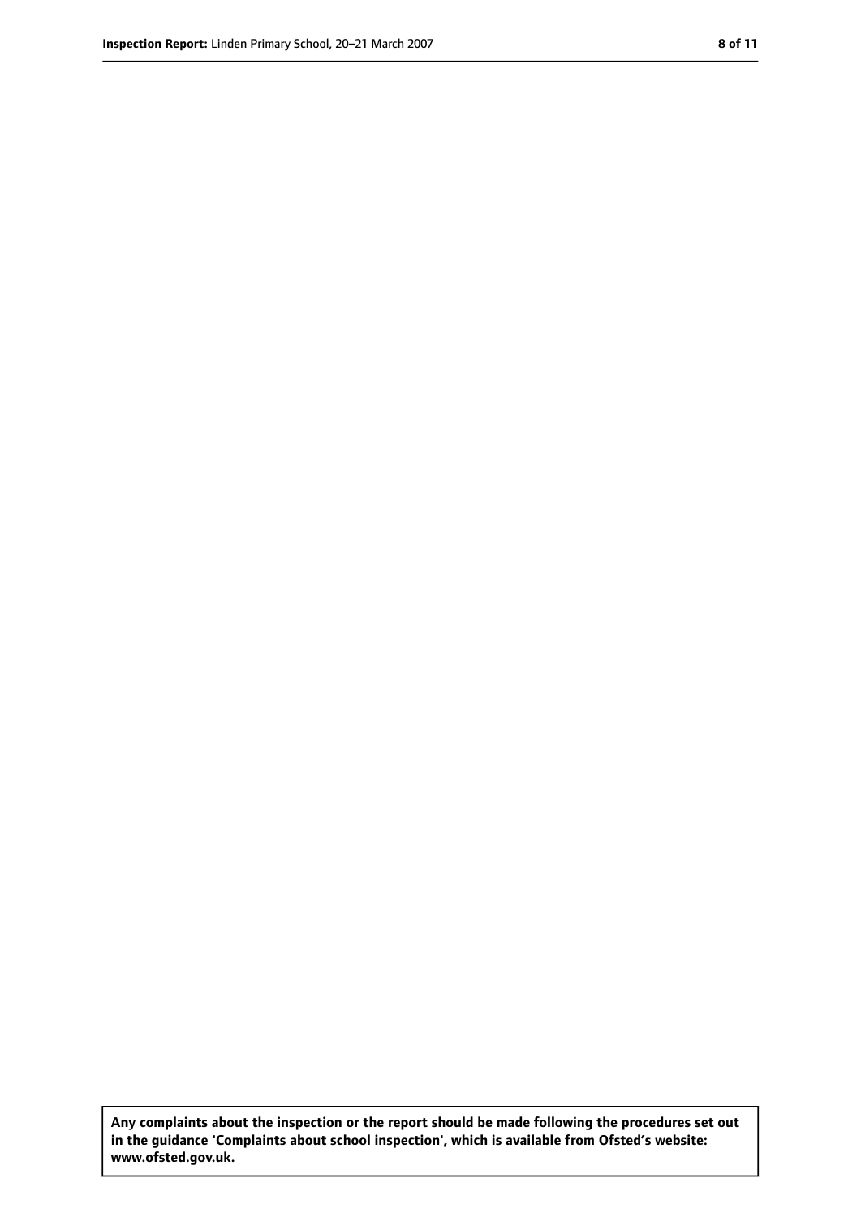**Any complaints about the inspection or the report should be made following the procedures set out in the guidance 'Complaints about school inspection', which is available from Ofsted's website: www.ofsted.gov.uk.**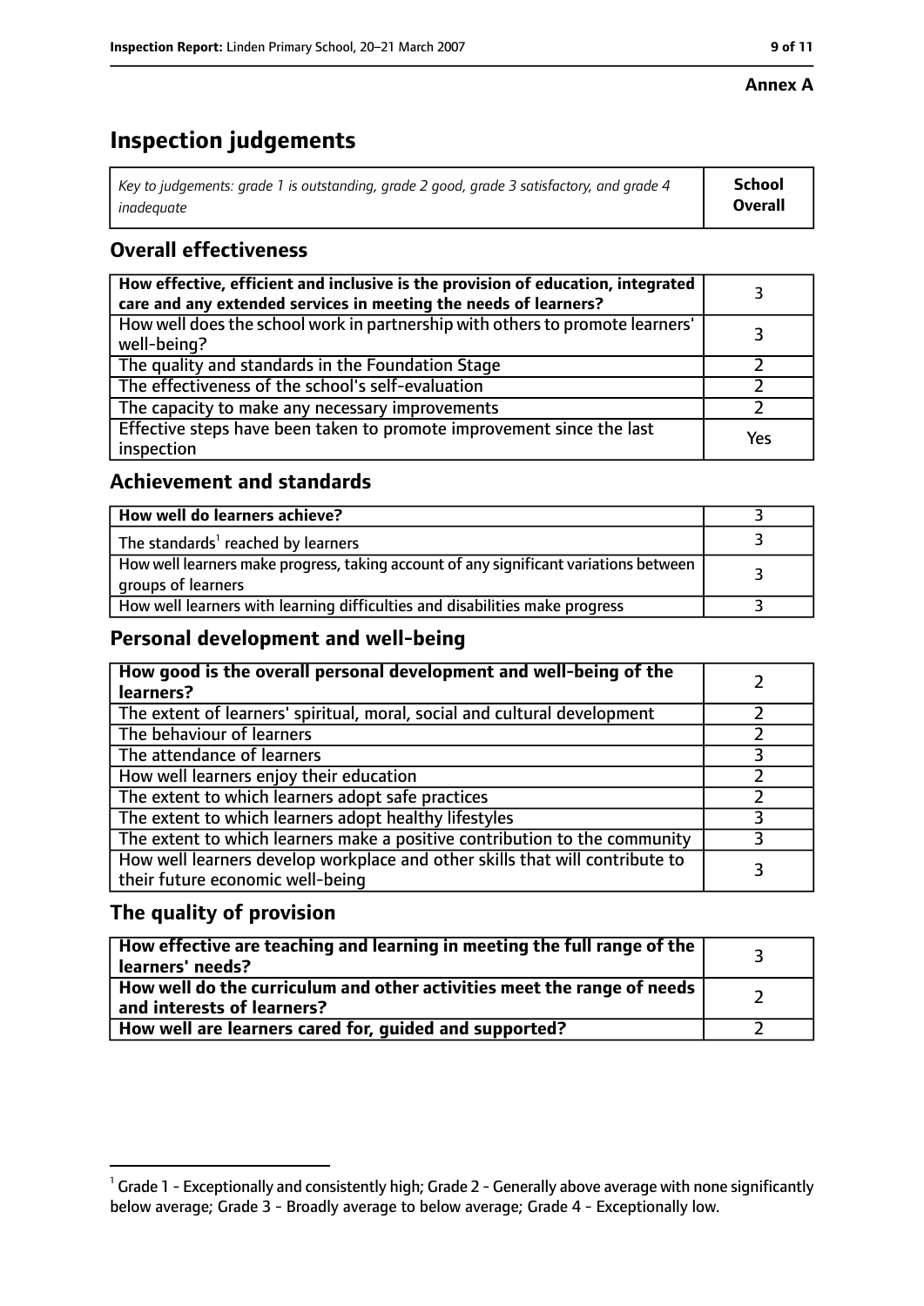**Annex A**

# Inspection judgements

| *Key to judgements: grade 1 is outstanding, grade 2 good, grade 3 satisfactory, and grade 4 inadequate* | **School Overall** |
|---|---|

## Overall effectiveness

| | |
|---|---|
| **How effective, efficient and inclusive is the provision of education, integrated care and any extended services in meeting the needs of learners?** | 3 |
| How well does the school work in partnership with others to promote learners' well-being? | 3 |
| The quality and standards in the Foundation Stage | 2 |
| The effectiveness of the school's self-evaluation | 2 |
| The capacity to make any necessary improvements | 2 |
| Effective steps have been taken to promote improvement since the last inspection | Yes |

## Achievement and standards

| | |
|---|---|
| **How well do learners achieve?** | 3 |
| The standards[1] reached by learners | 3 |
| How well learners make progress, taking account of any significant variations between groups of learners | 3 |
| How well learners with learning difficulties and disabilities make progress | 3 |

## Personal development and well-being

| | |
|---|---|
| **How good is the overall personal development and well-being of the learners?** | 2 |
| The extent of learners' spiritual, moral, social and cultural development | 2 |
| The behaviour of learners | 2 |
| The attendance of learners | 3 |
| How well learners enjoy their education | 2 |
| The extent to which learners adopt safe practices | 2 |
| The extent to which learners adopt healthy lifestyles | 3 |
| The extent to which learners make a positive contribution to the community | 3 |
| How well learners develop workplace and other skills that will contribute to their future economic well-being | 3 |

## The quality of provision

| | |
|---|---|
| **How effective are teaching and learning in meeting the full range of the learners' needs?** | 3 |
| **How well do the curriculum and other activities meet the range of needs and interests of learners?** | 2 |
| **How well are learners cared for, guided and supported?** | 2 |

[1] Grade 1 - Exceptionally and consistently high; Grade 2 - Generally above average with none significantly below average; Grade 3 - Broadly average to below average; Grade 4 - Exceptionally low.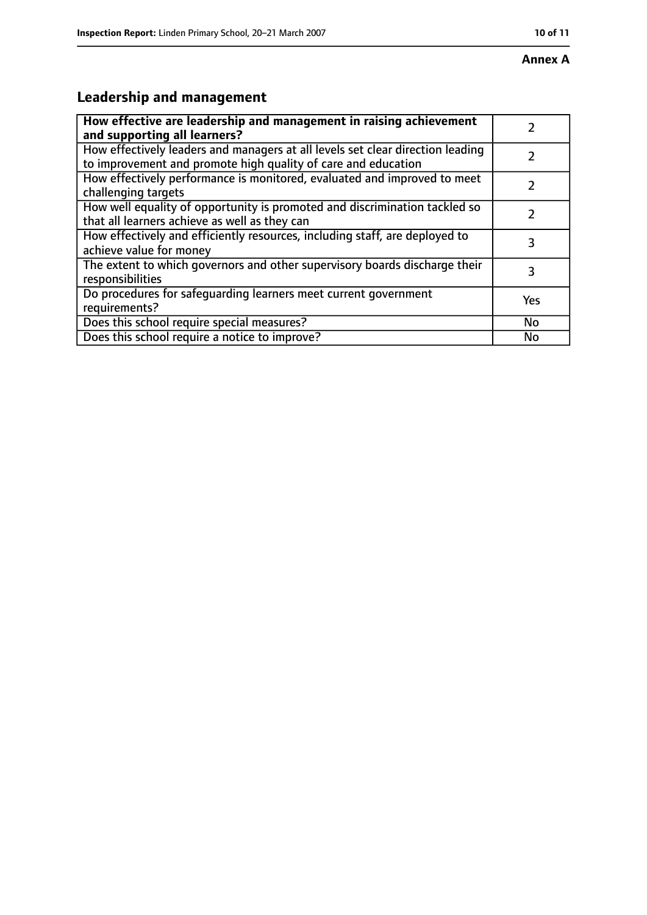**Annex A**

## Leadership and management

| **How effective are leadership and management in raising achievement and supporting all learners?** | 2 |
|---|---|
| How effectively leaders and managers at all levels set clear direction leading to improvement and promote high quality of care and education | 2 |
| How effectively performance is monitored, evaluated and improved to meet challenging targets | 2 |
| How well equality of opportunity is promoted and discrimination tackled so that all learners achieve as well as they can | 2 |
| How effectively and efficiently resources, including staff, are deployed to achieve value for money | 3 |
| The extent to which governors and other supervisory boards discharge their responsibilities | 3 |
| Do procedures for safeguarding learners meet current government requirements? | Yes |
| Does this school require special measures? | No |
| Does this school require a notice to improve? | No |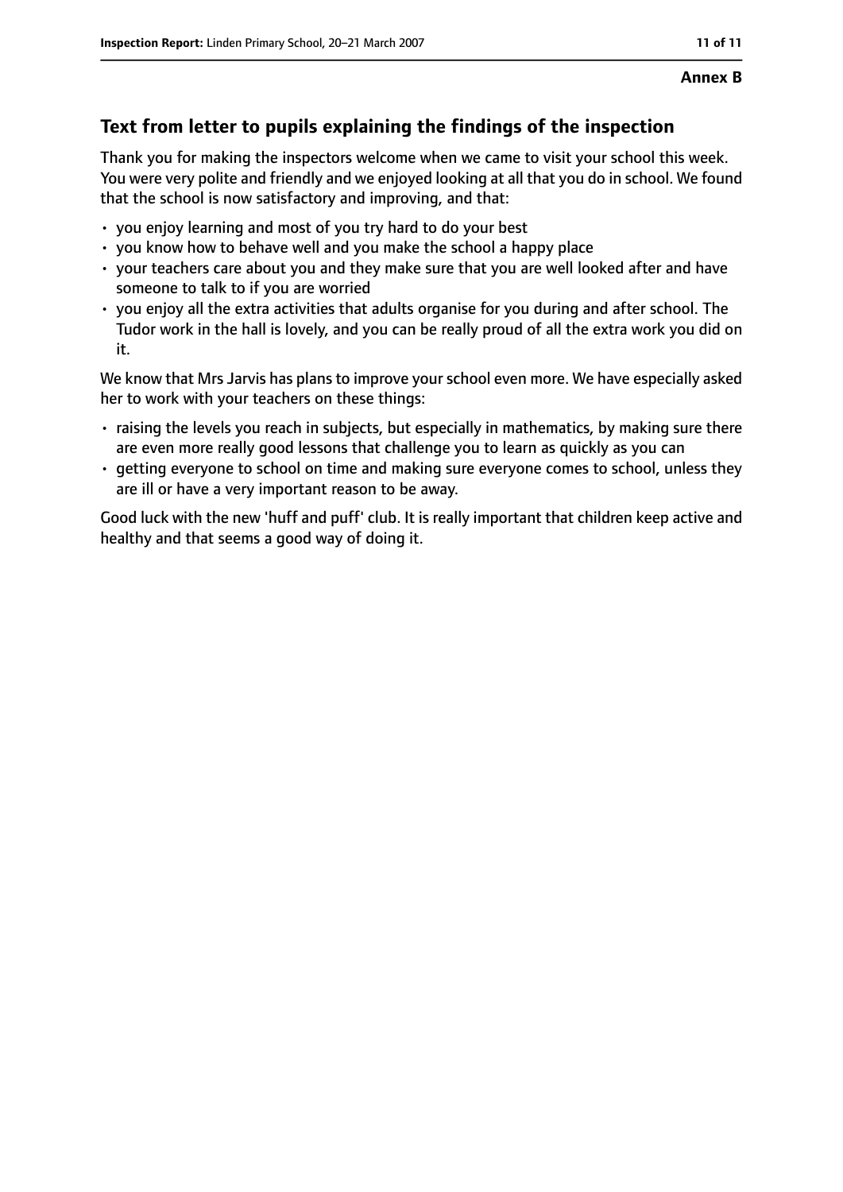**Annex B**

## Text from letter to pupils explaining the findings of the inspection

Thank you for making the inspectors welcome when we came to visit your school this week. You were very polite and friendly and we enjoyed looking at all that you do in school. We found that the school is now satisfactory and improving, and that:

- you enjoy learning and most of you try hard to do your best
- you know how to behave well and you make the school a happy place
- your teachers care about you and they make sure that you are well looked after and have someone to talk to if you are worried
- you enjoy all the extra activities that adults organise for you during and after school. The Tudor work in the hall is lovely, and you can be really proud of all the extra work you did on it.

We know that Mrs Jarvis has plans to improve your school even more. We have especially asked her to work with your teachers on these things:

- raising the levels you reach in subjects, but especially in mathematics, by making sure there are even more really good lessons that challenge you to learn as quickly as you can
- getting everyone to school on time and making sure everyone comes to school, unless they are ill or have a very important reason to be away.

Good luck with the new 'huff and puff' club. It is really important that children keep active and healthy and that seems a good way of doing it.